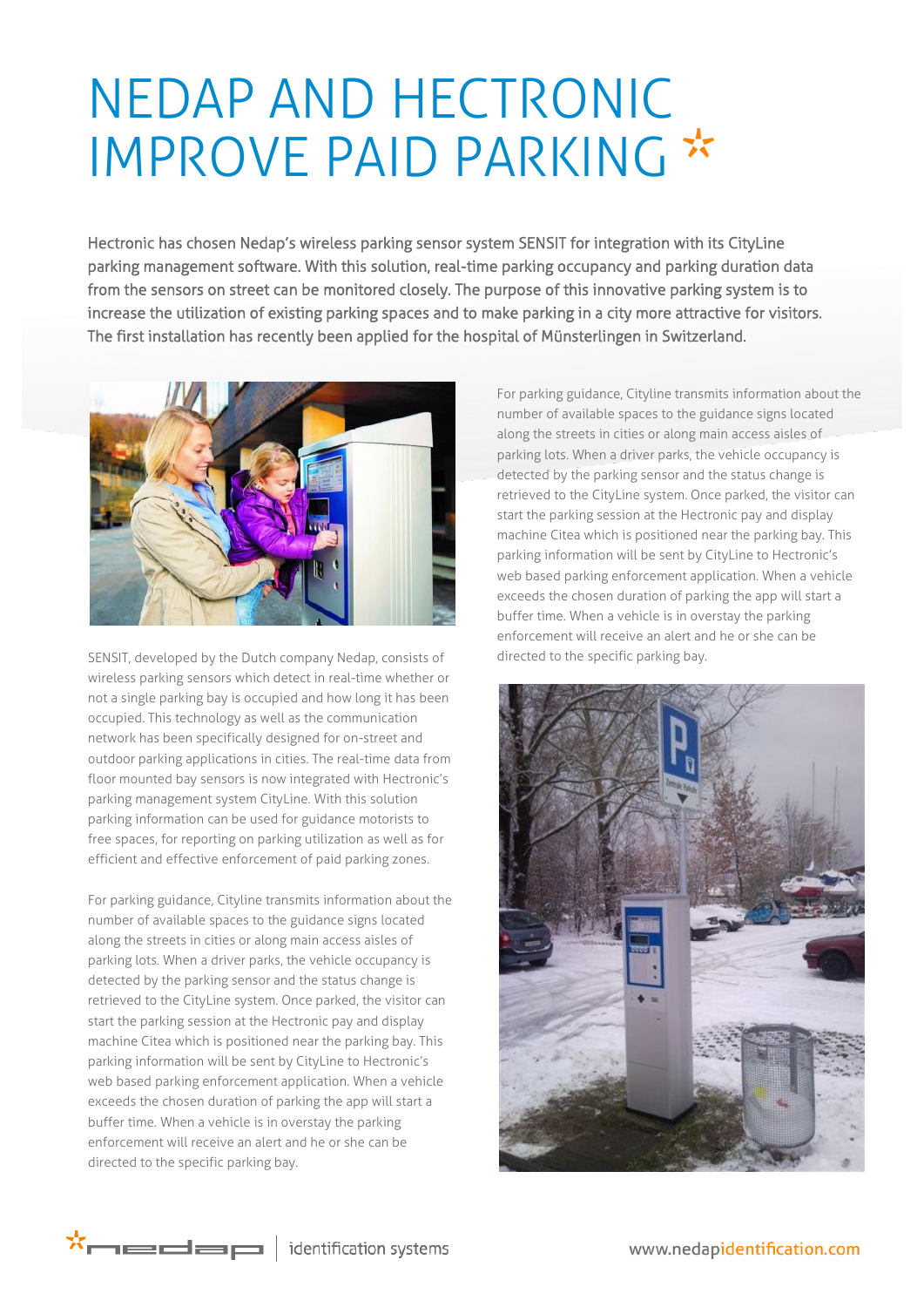# NEDAP AND HECTRONIC IMPROVE PAID PARKING

Hectronic has chosen Nedap's wireless parking sensor system SENSIT for integration with its CityLine parking management software. With this solution, real-time parking occupancy and parking duration data from the sensors on street can be monitored closely. The purpose of this innovative parking system is to increase the utilization of existing parking spaces and to make parking in a city more attractive for visitors. The first installation has recently been applied for the hospital of Münsterlingen in Switzerland.

SENSIT, developed by the Dutch company Nedap, consists of wireless parking sensors which detect in real-time whether or not a single parking bay is occupied and how long it has been occupied. This technology as well as the communication network has been specifically designed for on-street and outdoor parking applications in cities. The real-time data from floor mounted bay sensors is now integrated with Hectronic's parking management system CityLine. With this solution parking information can be used for guidance motorists to free spaces, for reporting on parking utilization as well as for efficient and effective enforcement of paid parking zones.

For parking guidance, Cityline transmits information about the number of available spaces to the guidance signs located along the streets in cities or along main access aisles of parking lots. When a driver parks, the vehicle occupancy is detected by the parking sensor and the status change is retrieved to the CityLine system. Once parked, the visitor can start the parking session at the Hectronic pay and display machine Citea which is positioned near the parking bay. This parking information will be sent by CityLine to Hectronic's web based parking enforcement application. When a vehicle exceeds the chosen duration of parking the app will start a buffer time. When a vehicle is in overstay the parking enforcement will receive an alert and he or she can be directed to the specific parking bay.

For parking guidance, Cityline transmits information about the number of available spaces to the guidance signs located along the streets in cities or along main access aisles of parking lots. When a driver parks, the vehicle occupancy is detected by the parking sensor and the status change is retrieved to the CityLine system. Once parked, the visitor can start the parking session at the Hectronic pay and display machine Citea which is positioned near the parking bay. This parking information will be sent by CityLine to Hectronic's web based parking enforcement application. When a vehicle exceeds the chosen duration of parking the app will start a buffer time. When a vehicle is in overstay the parking enforcement will receive an alert and he or she can be directed to the specific parking bay.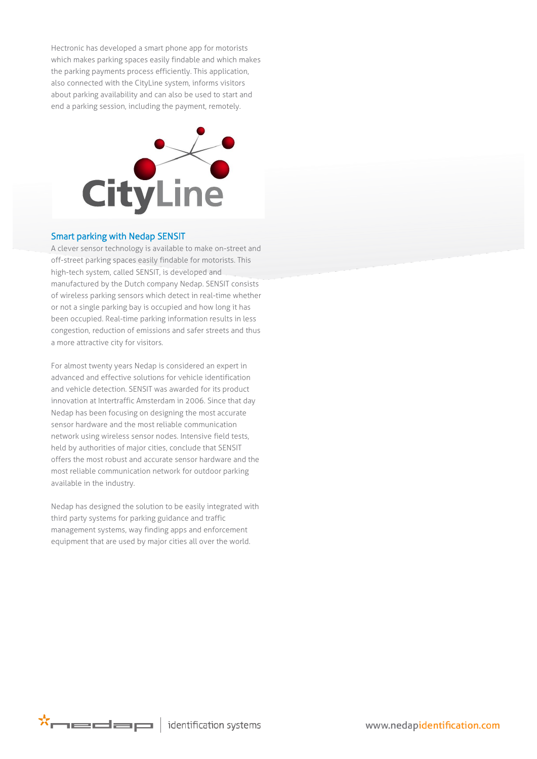Hectronic has developed a smart phone app for motorists which makes parking spaces easily findable and which makes the parking payments process efficiently. This application, also connected with the CityLine system, informs visitors about parking availability and can also be used to start and end a parking session, including the payment, remotely.

## Smart parking with Nedap SENSIT

A clever sensor technology is available to make on-street and off-street parking spaces easily findable for motorists. This high-tech system, called SENSIT, is developed and manufactured by the Dutch company Nedap. SENSIT consists of wireless parking sensors which detect in real-time whether or not a single parking bay is occupied and how long it has been occupied. Real-time parking information results in less congestion, reduction of emissions and safer streets and thus a more attractive city for visitors.

For almost twenty years Nedap is considered an expert in advanced and effective solutions for vehicle identification and vehicle detection. SENSIT was awarded for its product innovation at Intertraffic Amsterdam in 2006. Since that day Nedap has been focusing on designing the most accurate sensor hardware and the most reliable communication network using wireless sensor nodes. Intensive field tests, held by authorities of major cities, conclude that SENSIT offers the most robust and accurate sensor hardware and the most reliable communication network for outdoor parking available in the industry.

Nedap has designed the solution to be easily integrated with third party systems for parking guidance and traffic management systems, way finding apps and enforcement equipment that are used by major cities all over the world.